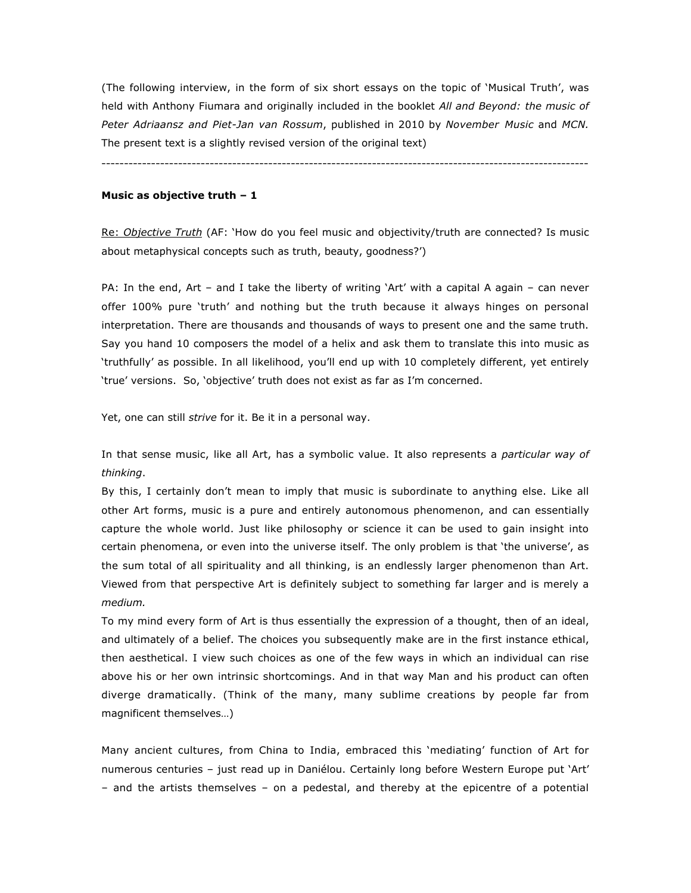(The following interview, in the form of six short essays on the topic of 'Musical Truth', was held with Anthony Fiumara and originally included in the booklet *All and Beyond: the music of Peter Adriaansz and Piet-Jan van Rossum*, published in 2010 by *November Music* and *MCN.* The present text is a slightly revised version of the original text)

---

**Music as objective truth – 1**

<u>Re: *Objective Truth*</u> (AF: 'How do you feel music and objectivity/truth are connected? Is music about metaphysical concepts such as truth, beauty, goodness?')

PA: In the end, Art – and I take the liberty of writing 'Art' with a capital A again – can never offer 100% pure 'truth' and nothing but the truth because it always hinges on personal interpretation. There are thousands and thousands of ways to present one and the same truth. Say you hand 10 composers the model of a helix and ask them to translate this into music as 'truthfully' as possible. In all likelihood, you'll end up with 10 completely different, yet entirely 'true' versions. So, 'objective' truth does not exist as far as I'm concerned.

Yet, one can still *strive* for it. Be it in a personal way.

In that sense music, like all Art, has a symbolic value. It also represents a *particular way of thinking*.
By this, I certainly don't mean to imply that music is subordinate to anything else. Like all other Art forms, music is a pure and entirely autonomous phenomenon, and can essentially capture the whole world. Just like philosophy or science it can be used to gain insight into certain phenomena, or even into the universe itself. The only problem is that 'the universe', as the sum total of all spirituality and all thinking, is an endlessly larger phenomenon than Art. Viewed from that perspective Art is definitely subject to something far larger and is merely a *medium.*
To my mind every form of Art is thus essentially the expression of a thought, then of an ideal, and ultimately of a belief. The choices you subsequently make are in the first instance ethical, then aesthetical. I view such choices as one of the few ways in which an individual can rise above his or her own intrinsic shortcomings. And in that way Man and his product can often diverge dramatically. (Think of the many, many sublime creations by people far from magnificent themselves…)

Many ancient cultures, from China to India, embraced this 'mediating' function of Art for numerous centuries – just read up in Daniélou. Certainly long before Western Europe put 'Art' – and the artists themselves – on a pedestal, and thereby at the epicentre of a potential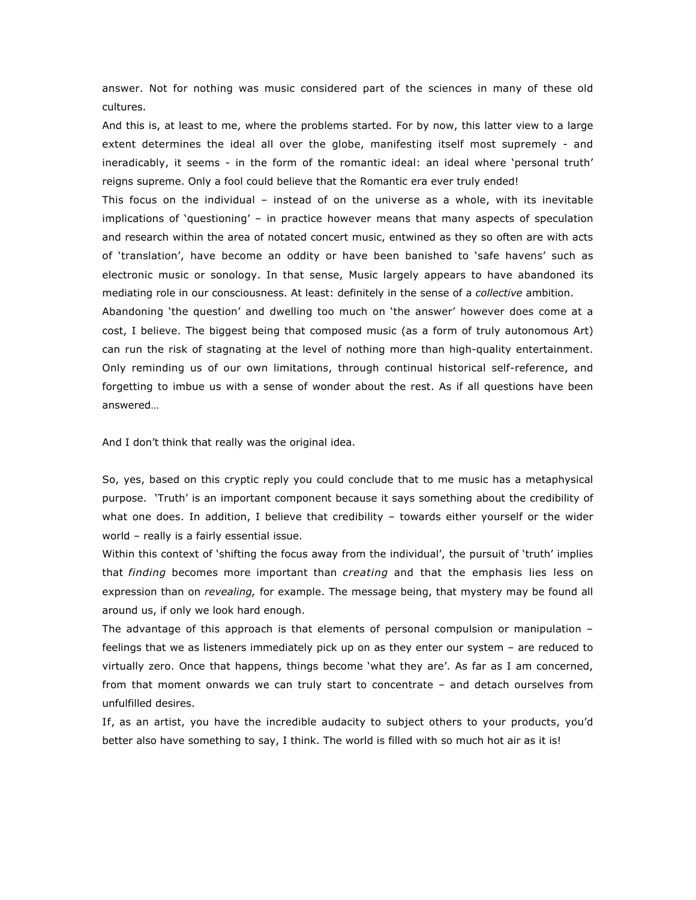answer. Not for nothing was music considered part of the sciences in many of these old cultures.

And this is, at least to me, where the problems started. For by now, this latter view to a large extent determines the ideal all over the globe, manifesting itself most supremely - and ineradicably, it seems - in the form of the romantic ideal: an ideal where 'personal truth' reigns supreme. Only a fool could believe that the Romantic era ever truly ended!

This focus on the individual – instead of on the universe as a whole, with its inevitable implications of 'questioning' – in practice however means that many aspects of speculation and research within the area of notated concert music, entwined as they so often are with acts of 'translation', have become an oddity or have been banished to 'safe havens' such as electronic music or sonology. In that sense, Music largely appears to have abandoned its mediating role in our consciousness. At least: definitely in the sense of a *collective* ambition.

Abandoning 'the question' and dwelling too much on 'the answer' however does come at a cost, I believe. The biggest being that composed music (as a form of truly autonomous Art) can run the risk of stagnating at the level of nothing more than high-quality entertainment. Only reminding us of our own limitations, through continual historical self-reference, and forgetting to imbue us with a sense of wonder about the rest. As if all questions have been answered…

And I don't think that really was the original idea.

So, yes, based on this cryptic reply you could conclude that to me music has a metaphysical purpose. 'Truth' is an important component because it says something about the credibility of what one does. In addition, I believe that credibility – towards either yourself or the wider world – really is a fairly essential issue.

Within this context of 'shifting the focus away from the individual', the pursuit of 'truth' implies that *finding* becomes more important than *creating* and that the emphasis lies less on expression than on *revealing,* for example. The message being, that mystery may be found all around us, if only we look hard enough.

The advantage of this approach is that elements of personal compulsion or manipulation – feelings that we as listeners immediately pick up on as they enter our system – are reduced to virtually zero. Once that happens, things become 'what they are'. As far as I am concerned, from that moment onwards we can truly start to concentrate – and detach ourselves from unfulfilled desires.

If, as an artist, you have the incredible audacity to subject others to your products, you'd better also have something to say, I think. The world is filled with so much hot air as it is!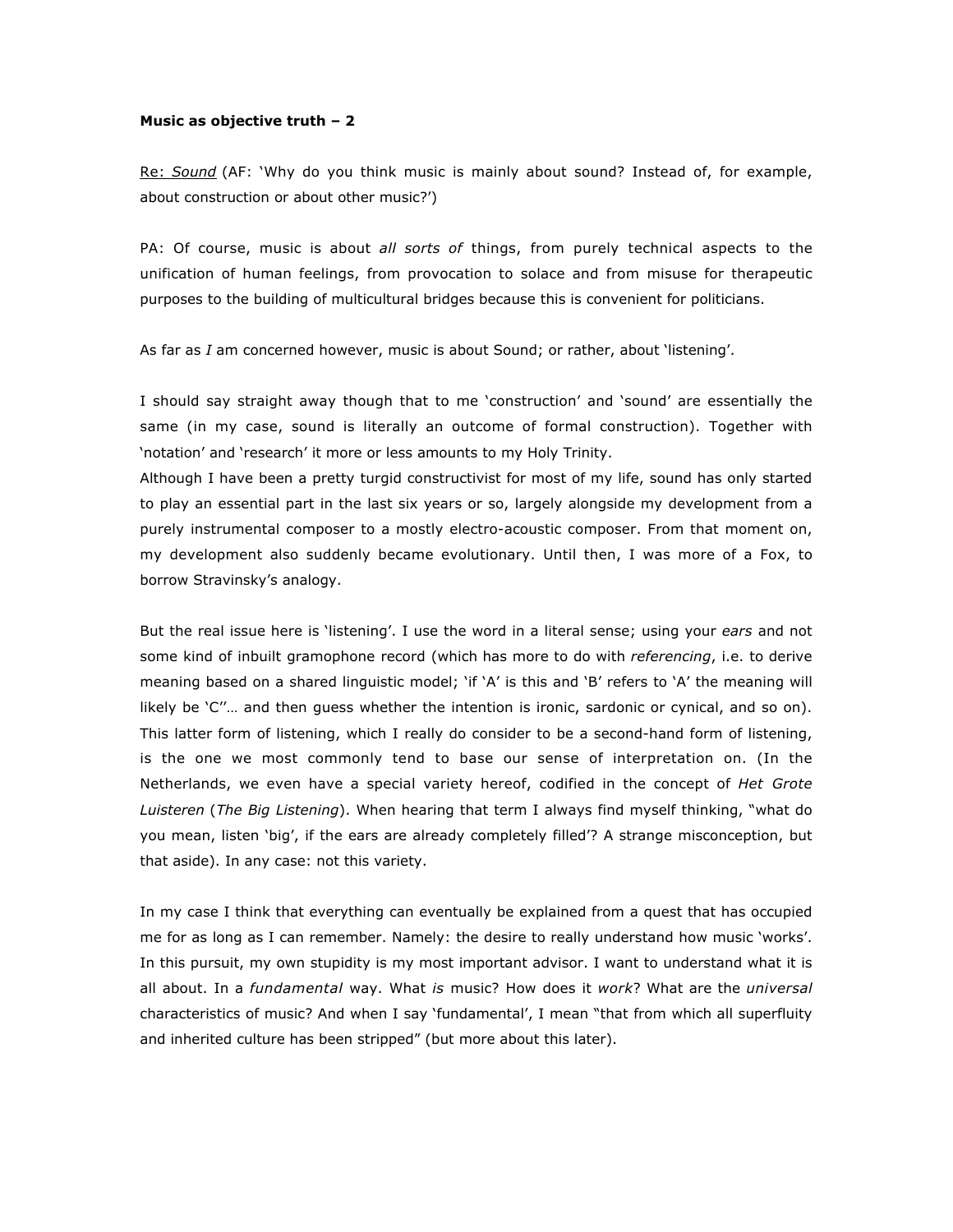**Music as objective truth – 2**

<u>Re: *Sound*</u> (AF: 'Why do you think music is mainly about sound? Instead of, for example, about construction or about other music?')

PA: Of course, music is about *all sorts of* things, from purely technical aspects to the unification of human feelings, from provocation to solace and from misuse for therapeutic purposes to the building of multicultural bridges because this is convenient for politicians.

As far as *I* am concerned however, music is about Sound; or rather, about 'listening'.

I should say straight away though that to me 'construction' and 'sound' are essentially the same (in my case, sound is literally an outcome of formal construction). Together with 'notation' and 'research' it more or less amounts to my Holy Trinity.
Although I have been a pretty turgid constructivist for most of my life, sound has only started to play an essential part in the last six years or so, largely alongside my development from a purely instrumental composer to a mostly electro-acoustic composer. From that moment on, my development also suddenly became evolutionary. Until then, I was more of a Fox, to borrow Stravinsky's analogy.

But the real issue here is 'listening'. I use the word in a literal sense; using your *ears* and not some kind of inbuilt gramophone record (which has more to do with *referencing*, i.e. to derive meaning based on a shared linguistic model; 'if 'A' is this and 'B' refers to 'A' the meaning will likely be 'C''… and then guess whether the intention is ironic, sardonic or cynical, and so on). This latter form of listening, which I really do consider to be a second-hand form of listening, is the one we most commonly tend to base our sense of interpretation on. (In the Netherlands, we even have a special variety hereof, codified in the concept of *Het Grote Luisteren* (*The Big Listening*). When hearing that term I always find myself thinking, "what do you mean, listen 'big', if the ears are already completely filled'? A strange misconception, but that aside). In any case: not this variety.

In my case I think that everything can eventually be explained from a quest that has occupied me for as long as I can remember. Namely: the desire to really understand how music 'works'. In this pursuit, my own stupidity is my most important advisor. I want to understand what it is all about. In a *fundamental* way. What *is* music? How does it *work*? What are the *universal* characteristics of music? And when I say 'fundamental', I mean "that from which all superfluity and inherited culture has been stripped" (but more about this later).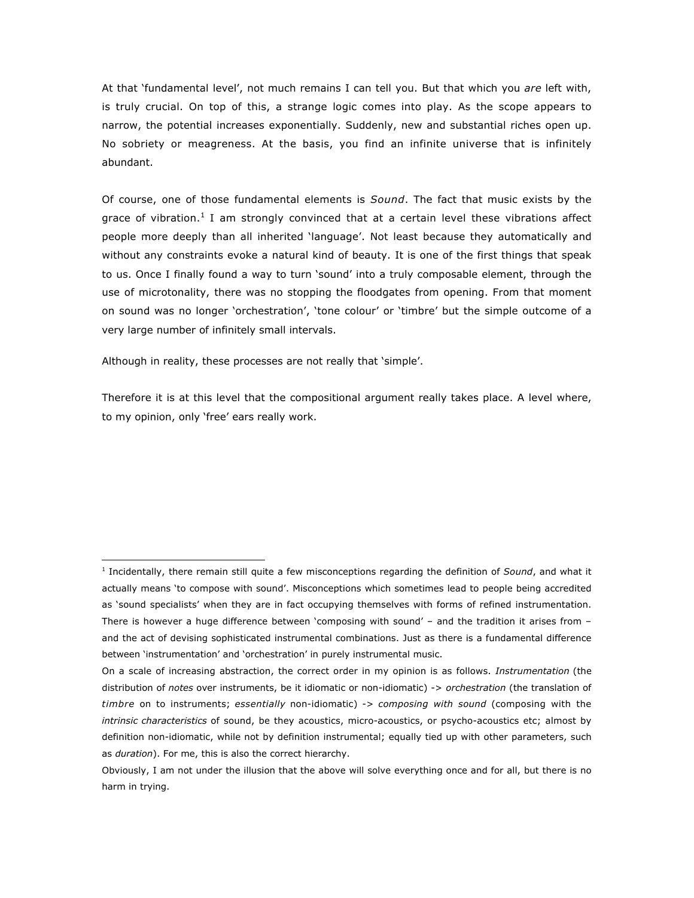At that 'fundamental level', not much remains I can tell you. But that which you *are* left with, is truly crucial. On top of this, a strange logic comes into play. As the scope appears to narrow, the potential increases exponentially. Suddenly, new and substantial riches open up. No sobriety or meagreness. At the basis, you find an infinite universe that is infinitely abundant.

Of course, one of those fundamental elements is *Sound*. The fact that music exists by the grace of vibration.[1] I am strongly convinced that at a certain level these vibrations affect people more deeply than all inherited 'language'. Not least because they automatically and without any constraints evoke a natural kind of beauty. It is one of the first things that speak to us. Once I finally found a way to turn 'sound' into a truly composable element, through the use of microtonality, there was no stopping the floodgates from opening. From that moment on sound was no longer 'orchestration', 'tone colour' or 'timbre' but the simple outcome of a very large number of infinitely small intervals.

Although in reality, these processes are not really that 'simple'.

Therefore it is at this level that the compositional argument really takes place. A level where, to my opinion, only 'free' ears really work.

---

[1] Incidentally, there remain still quite a few misconceptions regarding the definition of *Sound*, and what it actually means 'to compose with sound'. Misconceptions which sometimes lead to people being accredited as 'sound specialists' when they are in fact occupying themselves with forms of refined instrumentation. There is however a huge difference between 'composing with sound' – and the tradition it arises from – and the act of devising sophisticated instrumental combinations. Just as there is a fundamental difference between 'instrumentation' and 'orchestration' in purely instrumental music.

On a scale of increasing abstraction, the correct order in my opinion is as follows. *Instrumentation* (the distribution of *notes* over instruments, be it idiomatic or non-idiomatic) -> *orchestration* (the translation of *timbre* on to instruments; *essentially* non-idiomatic) -> *composing with sound* (composing with the *intrinsic characteristics* of sound, be they acoustics, micro-acoustics, or psycho-acoustics etc; almost by definition non-idiomatic, while not by definition instrumental; equally tied up with other parameters, such as *duration*). For me, this is also the correct hierarchy.

Obviously, I am not under the illusion that the above will solve everything once and for all, but there is no harm in trying.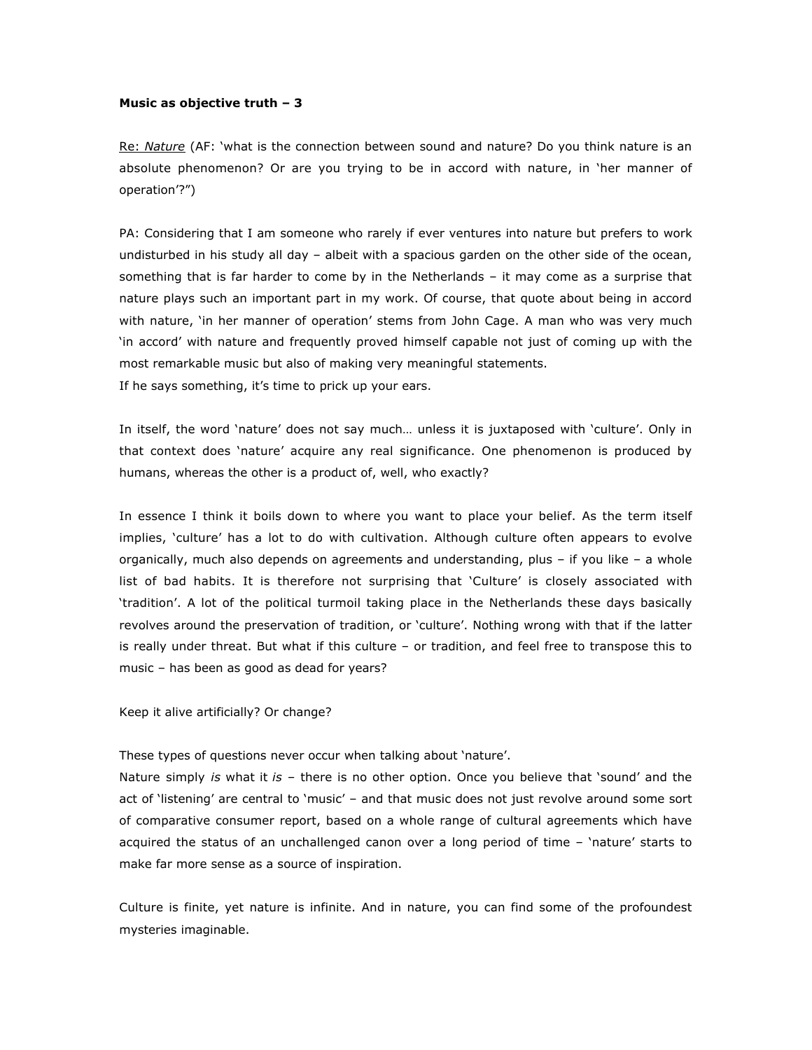**Music as objective truth – 3**

Re: *Nature* (AF: 'what is the connection between sound and nature? Do you think nature is an absolute phenomenon? Or are you trying to be in accord with nature, in 'her manner of operation'?")

PA: Considering that I am someone who rarely if ever ventures into nature but prefers to work undisturbed in his study all day – albeit with a spacious garden on the other side of the ocean, something that is far harder to come by in the Netherlands – it may come as a surprise that nature plays such an important part in my work. Of course, that quote about being in accord with nature, 'in her manner of operation' stems from John Cage. A man who was very much 'in accord' with nature and frequently proved himself capable not just of coming up with the most remarkable music but also of making very meaningful statements.
If he says something, it's time to prick up your ears.

In itself, the word 'nature' does not say much… unless it is juxtaposed with 'culture'. Only in that context does 'nature' acquire any real significance. One phenomenon is produced by humans, whereas the other is a product of, well, who exactly?

In essence I think it boils down to where you want to place your belief. As the term itself implies, 'culture' has a lot to do with cultivation. Although culture often appears to evolve organically, much also depends on agreements and understanding, plus – if you like – a whole list of bad habits. It is therefore not surprising that 'Culture' is closely associated with 'tradition'. A lot of the political turmoil taking place in the Netherlands these days basically revolves around the preservation of tradition, or 'culture'. Nothing wrong with that if the latter is really under threat. But what if this culture – or tradition, and feel free to transpose this to music – has been as good as dead for years?

Keep it alive artificially? Or change?

These types of questions never occur when talking about 'nature'.
Nature simply *is* what it *is* – there is no other option. Once you believe that 'sound' and the act of 'listening' are central to 'music' – and that music does not just revolve around some sort of comparative consumer report, based on a whole range of cultural agreements which have acquired the status of an unchallenged canon over a long period of time – 'nature' starts to make far more sense as a source of inspiration.

Culture is finite, yet nature is infinite. And in nature, you can find some of the profoundest mysteries imaginable.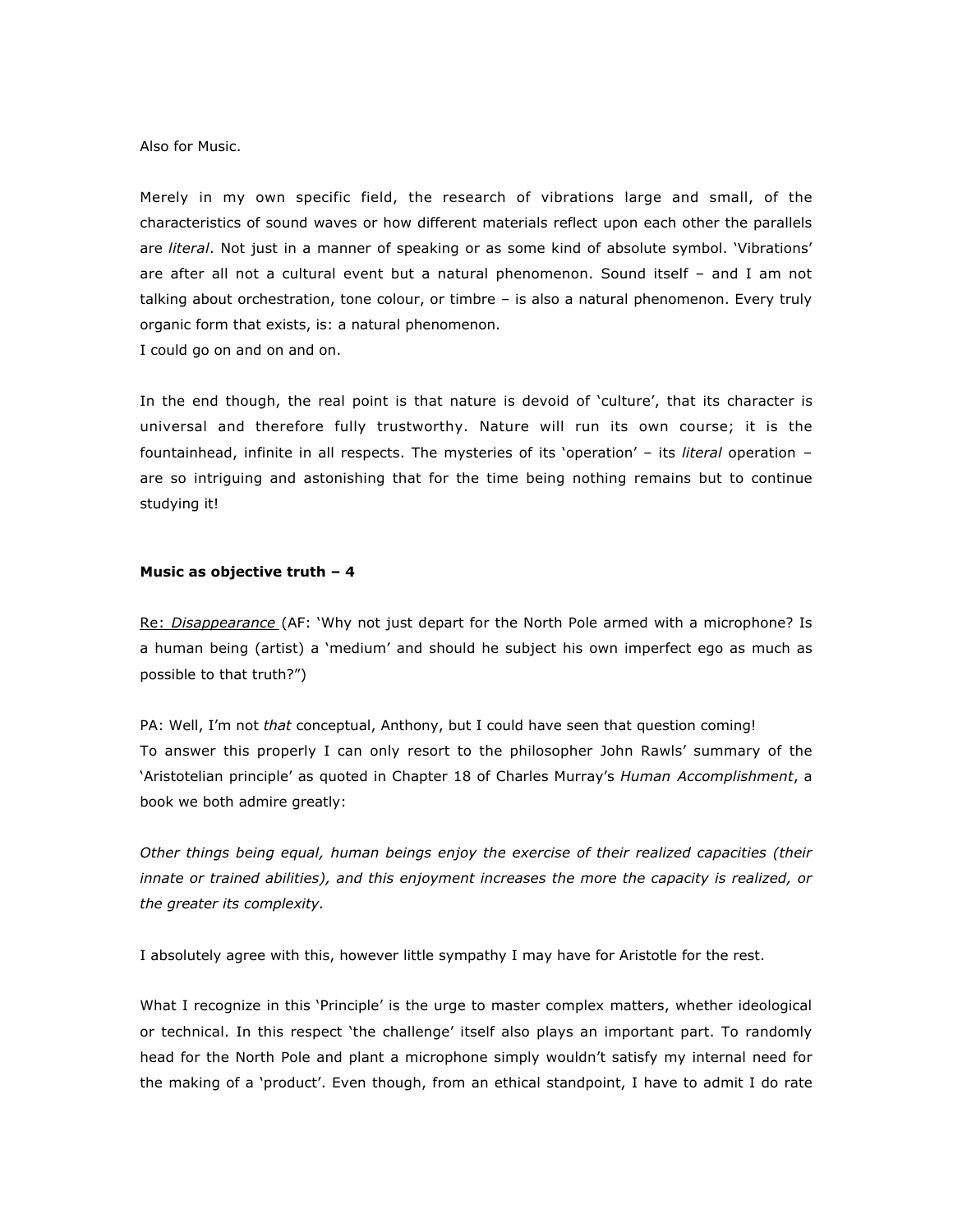Also for Music.

Merely in my own specific field, the research of vibrations large and small, of the characteristics of sound waves or how different materials reflect upon each other the parallels are *literal*. Not just in a manner of speaking or as some kind of absolute symbol. 'Vibrations' are after all not a cultural event but a natural phenomenon. Sound itself – and I am not talking about orchestration, tone colour, or timbre – is also a natural phenomenon. Every truly organic form that exists, is: a natural phenomenon.
I could go on and on and on.

In the end though, the real point is that nature is devoid of 'culture', that its character is universal and therefore fully trustworthy. Nature will run its own course; it is the fountainhead, infinite in all respects. The mysteries of its 'operation' – its *literal* operation – are so intriguing and astonishing that for the time being nothing remains but to continue studying it!

**Music as objective truth – 4**

Re: *Disappearance* (AF: 'Why not just depart for the North Pole armed with a microphone? Is a human being (artist) a 'medium' and should he subject his own imperfect ego as much as possible to that truth?")

PA: Well, I'm not *that* conceptual, Anthony, but I could have seen that question coming!
To answer this properly I can only resort to the philosopher John Rawls' summary of the 'Aristotelian principle' as quoted in Chapter 18 of Charles Murray's *Human Accomplishment*, a book we both admire greatly:

*Other things being equal, human beings enjoy the exercise of their realized capacities (their innate or trained abilities), and this enjoyment increases the more the capacity is realized, or the greater its complexity.*

I absolutely agree with this, however little sympathy I may have for Aristotle for the rest.

What I recognize in this 'Principle' is the urge to master complex matters, whether ideological or technical. In this respect 'the challenge' itself also plays an important part. To randomly head for the North Pole and plant a microphone simply wouldn't satisfy my internal need for the making of a 'product'. Even though, from an ethical standpoint, I have to admit I do rate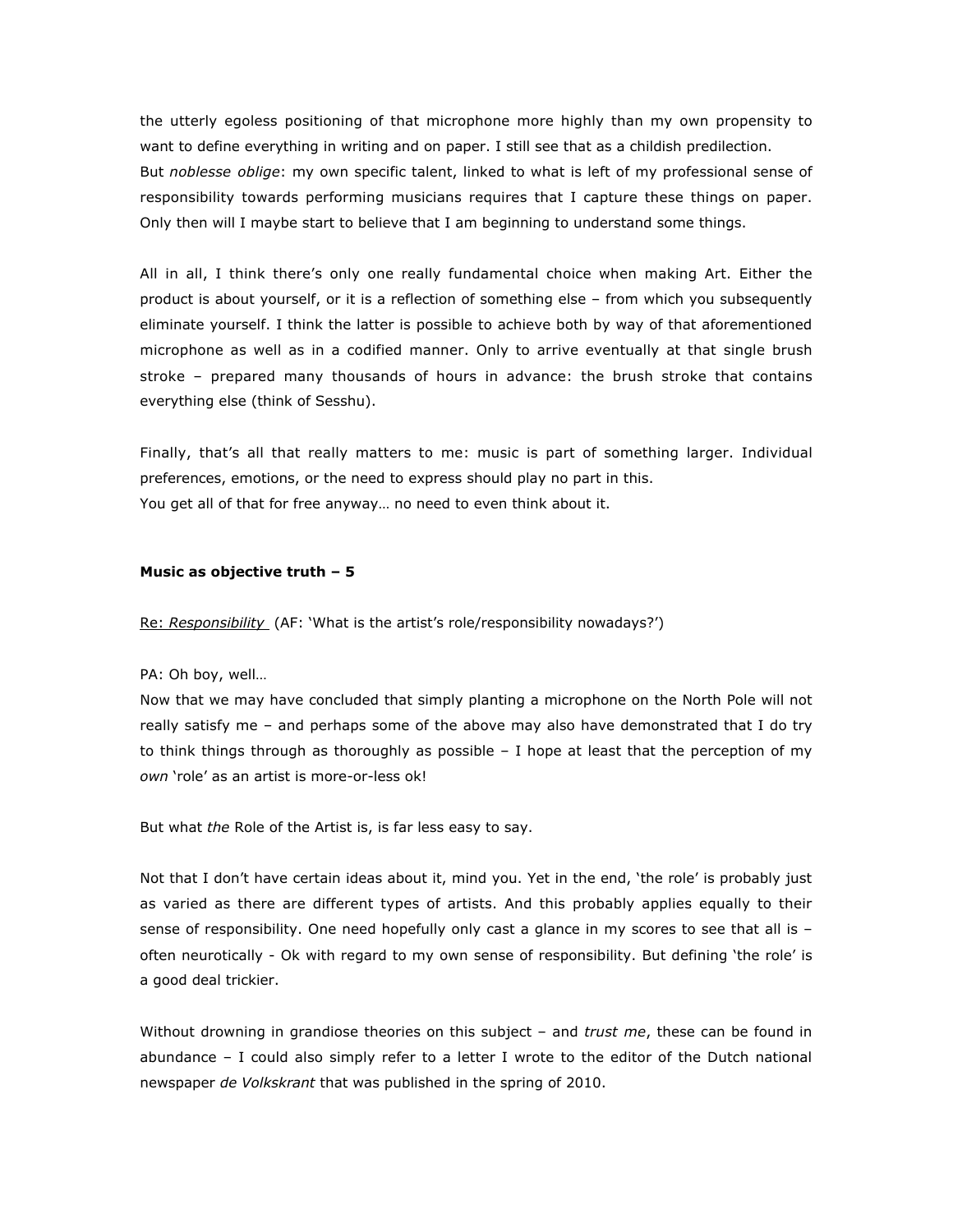the utterly egoless positioning of that microphone more highly than my own propensity to want to define everything in writing and on paper. I still see that as a childish predilection.
But *noblesse oblige*: my own specific talent, linked to what is left of my professional sense of responsibility towards performing musicians requires that I capture these things on paper. Only then will I maybe start to believe that I am beginning to understand some things.

All in all, I think there's only one really fundamental choice when making Art. Either the product is about yourself, or it is a reflection of something else – from which you subsequently eliminate yourself. I think the latter is possible to achieve both by way of that aforementioned microphone as well as in a codified manner. Only to arrive eventually at that single brush stroke – prepared many thousands of hours in advance: the brush stroke that contains everything else (think of Sesshu).

Finally, that's all that really matters to me: music is part of something larger. Individual preferences, emotions, or the need to express should play no part in this.
You get all of that for free anyway… no need to even think about it.

**Music as objective truth – 5**

Re: *Responsibility* (AF: 'What is the artist's role/responsibility nowadays?')

PA: Oh boy, well…
Now that we may have concluded that simply planting a microphone on the North Pole will not really satisfy me – and perhaps some of the above may also have demonstrated that I do try to think things through as thoroughly as possible – I hope at least that the perception of my *own* 'role' as an artist is more-or-less ok!

But what *the* Role of the Artist is, is far less easy to say.

Not that I don't have certain ideas about it, mind you. Yet in the end, 'the role' is probably just as varied as there are different types of artists. And this probably applies equally to their sense of responsibility. One need hopefully only cast a glance in my scores to see that all is – often neurotically - Ok with regard to my own sense of responsibility. But defining 'the role' is a good deal trickier.

Without drowning in grandiose theories on this subject – and *trust me*, these can be found in abundance – I could also simply refer to a letter I wrote to the editor of the Dutch national newspaper *de Volkskrant* that was published in the spring of 2010.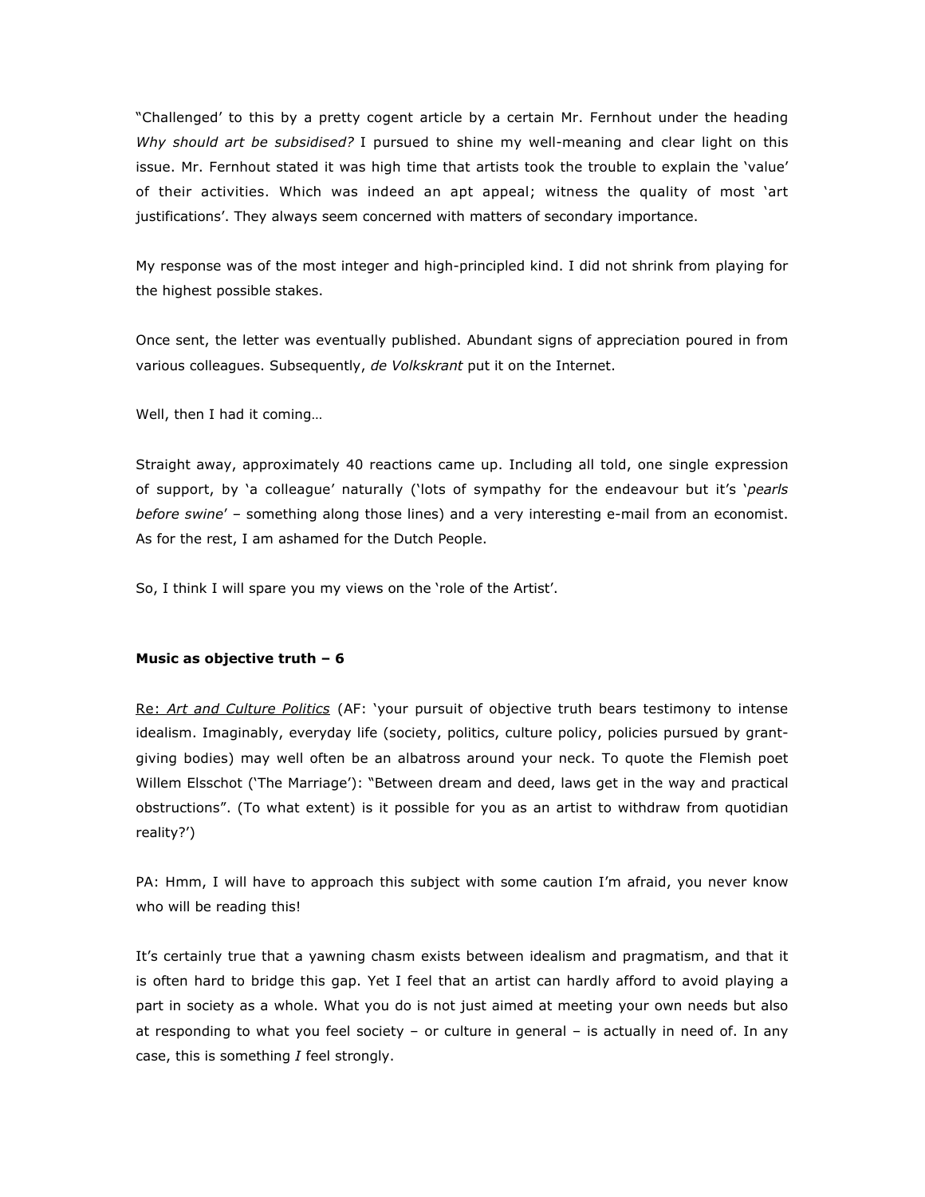"Challenged' to this by a pretty cogent article by a certain Mr. Fernhout under the heading *Why should art be subsidised?* I pursued to shine my well-meaning and clear light on this issue. Mr. Fernhout stated it was high time that artists took the trouble to explain the 'value' of their activities. Which was indeed an apt appeal; witness the quality of most 'art justifications'. They always seem concerned with matters of secondary importance.

My response was of the most integer and high-principled kind. I did not shrink from playing for the highest possible stakes.

Once sent, the letter was eventually published. Abundant signs of appreciation poured in from various colleagues. Subsequently, *de Volkskrant* put it on the Internet.

Well, then I had it coming…

Straight away, approximately 40 reactions came up. Including all told, one single expression of support, by 'a colleague' naturally ('lots of sympathy for the endeavour but it's '*pearls before swine*' – something along those lines) and a very interesting e-mail from an economist. As for the rest, I am ashamed for the Dutch People.

So, I think I will spare you my views on the 'role of the Artist'.

**Music as objective truth – 6**

<u>Re: *Art and Culture Politics*</u> (AF: 'your pursuit of objective truth bears testimony to intense idealism. Imaginably, everyday life (society, politics, culture policy, policies pursued by grant-giving bodies) may well often be an albatross around your neck. To quote the Flemish poet Willem Elsschot ('The Marriage'): "Between dream and deed, laws get in the way and practical obstructions". (To what extent) is it possible for you as an artist to withdraw from quotidian reality?')

PA: Hmm, I will have to approach this subject with some caution I'm afraid, you never know who will be reading this!

It's certainly true that a yawning chasm exists between idealism and pragmatism, and that it is often hard to bridge this gap. Yet I feel that an artist can hardly afford to avoid playing a part in society as a whole. What you do is not just aimed at meeting your own needs but also at responding to what you feel society – or culture in general – is actually in need of. In any case, this is something *I* feel strongly.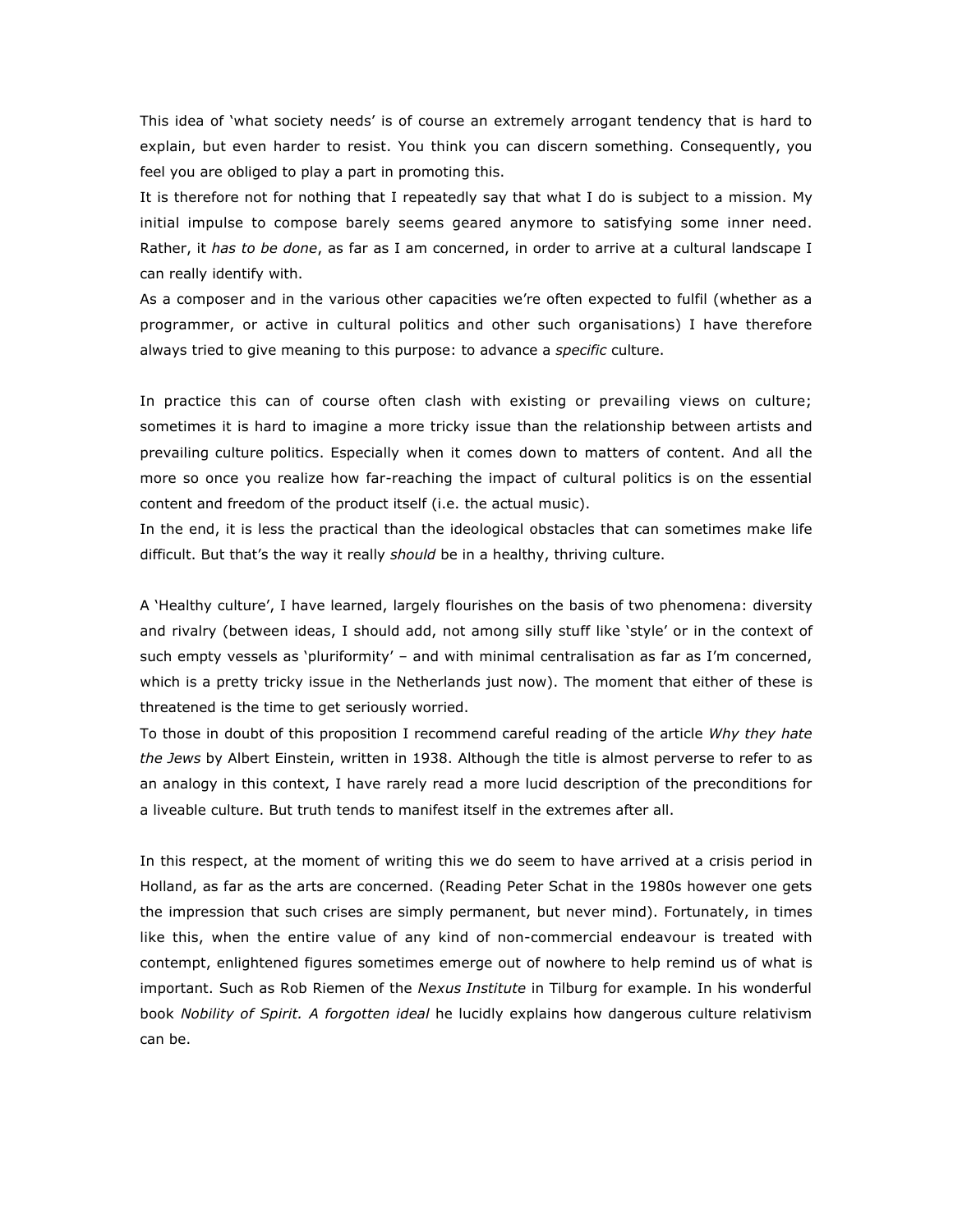This idea of 'what society needs' is of course an extremely arrogant tendency that is hard to explain, but even harder to resist. You think you can discern something. Consequently, you feel you are obliged to play a part in promoting this.

It is therefore not for nothing that I repeatedly say that what I do is subject to a mission. My initial impulse to compose barely seems geared anymore to satisfying some inner need. Rather, it *has to be done*, as far as I am concerned, in order to arrive at a cultural landscape I can really identify with.

As a composer and in the various other capacities we're often expected to fulfil (whether as a programmer, or active in cultural politics and other such organisations) I have therefore always tried to give meaning to this purpose: to advance a *specific* culture.

In practice this can of course often clash with existing or prevailing views on culture; sometimes it is hard to imagine a more tricky issue than the relationship between artists and prevailing culture politics. Especially when it comes down to matters of content. And all the more so once you realize how far-reaching the impact of cultural politics is on the essential content and freedom of the product itself (i.e. the actual music).

In the end, it is less the practical than the ideological obstacles that can sometimes make life difficult. But that's the way it really *should* be in a healthy, thriving culture.

A 'Healthy culture', I have learned, largely flourishes on the basis of two phenomena: diversity and rivalry (between ideas, I should add, not among silly stuff like 'style' or in the context of such empty vessels as 'pluriformity' – and with minimal centralisation as far as I'm concerned, which is a pretty tricky issue in the Netherlands just now). The moment that either of these is threatened is the time to get seriously worried.

To those in doubt of this proposition I recommend careful reading of the article *Why they hate the Jews* by Albert Einstein, written in 1938. Although the title is almost perverse to refer to as an analogy in this context, I have rarely read a more lucid description of the preconditions for a liveable culture. But truth tends to manifest itself in the extremes after all.

In this respect, at the moment of writing this we do seem to have arrived at a crisis period in Holland, as far as the arts are concerned. (Reading Peter Schat in the 1980s however one gets the impression that such crises are simply permanent, but never mind). Fortunately, in times like this, when the entire value of any kind of non-commercial endeavour is treated with contempt, enlightened figures sometimes emerge out of nowhere to help remind us of what is important. Such as Rob Riemen of the *Nexus Institute* in Tilburg for example. In his wonderful book *Nobility of Spirit. A forgotten ideal* he lucidly explains how dangerous culture relativism can be.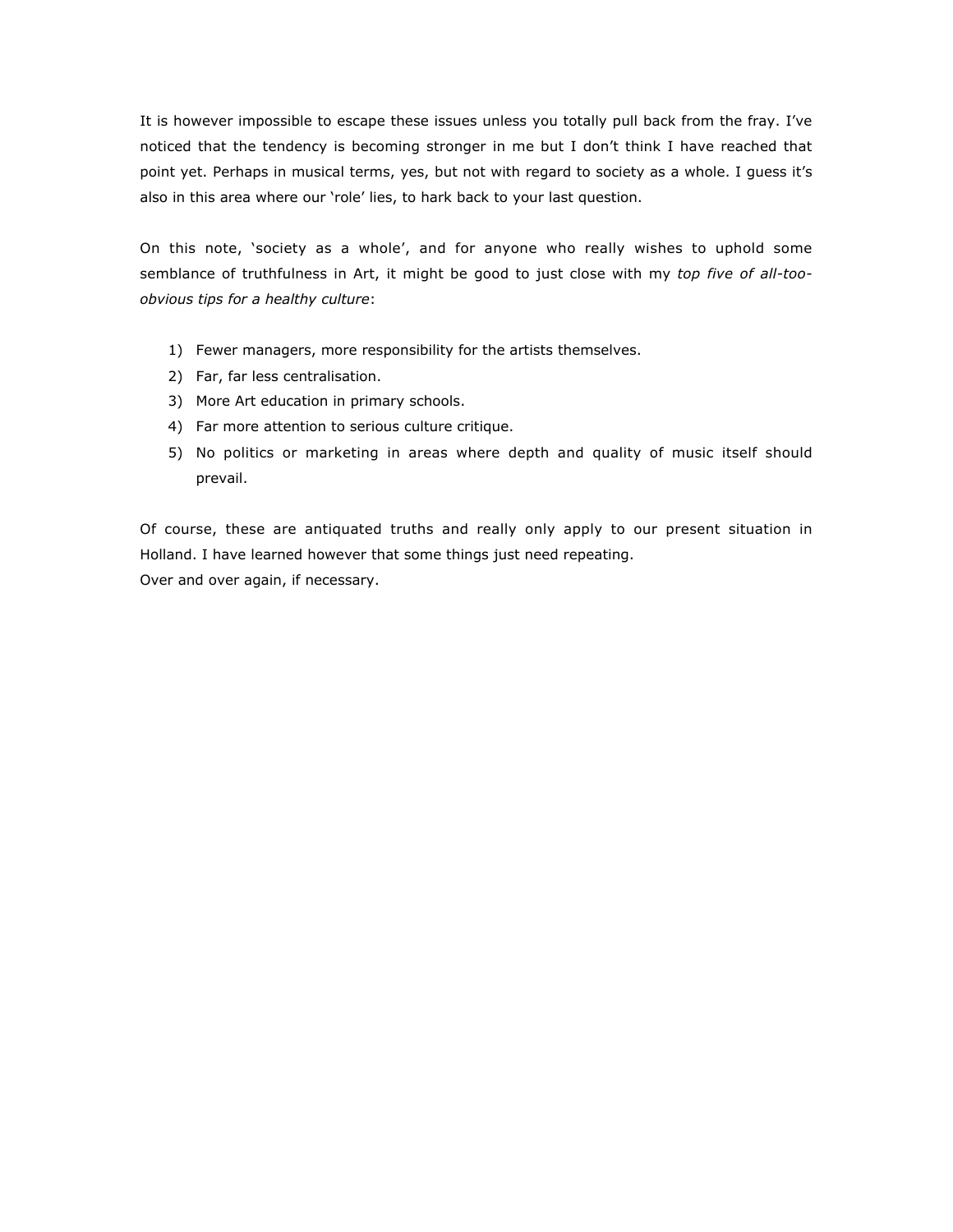It is however impossible to escape these issues unless you totally pull back from the fray. I've noticed that the tendency is becoming stronger in me but I don't think I have reached that point yet. Perhaps in musical terms, yes, but not with regard to society as a whole. I guess it's also in this area where our 'role' lies, to hark back to your last question.

On this note, 'society as a whole', and for anyone who really wishes to uphold some semblance of truthfulness in Art, it might be good to just close with my *top five of all-too-obvious tips for a healthy culture*:

1) Fewer managers, more responsibility for the artists themselves.
2) Far, far less centralisation.
3) More Art education in primary schools.
4) Far more attention to serious culture critique.
5) No politics or marketing in areas where depth and quality of music itself should prevail.

Of course, these are antiquated truths and really only apply to our present situation in Holland. I have learned however that some things just need repeating.
Over and over again, if necessary.